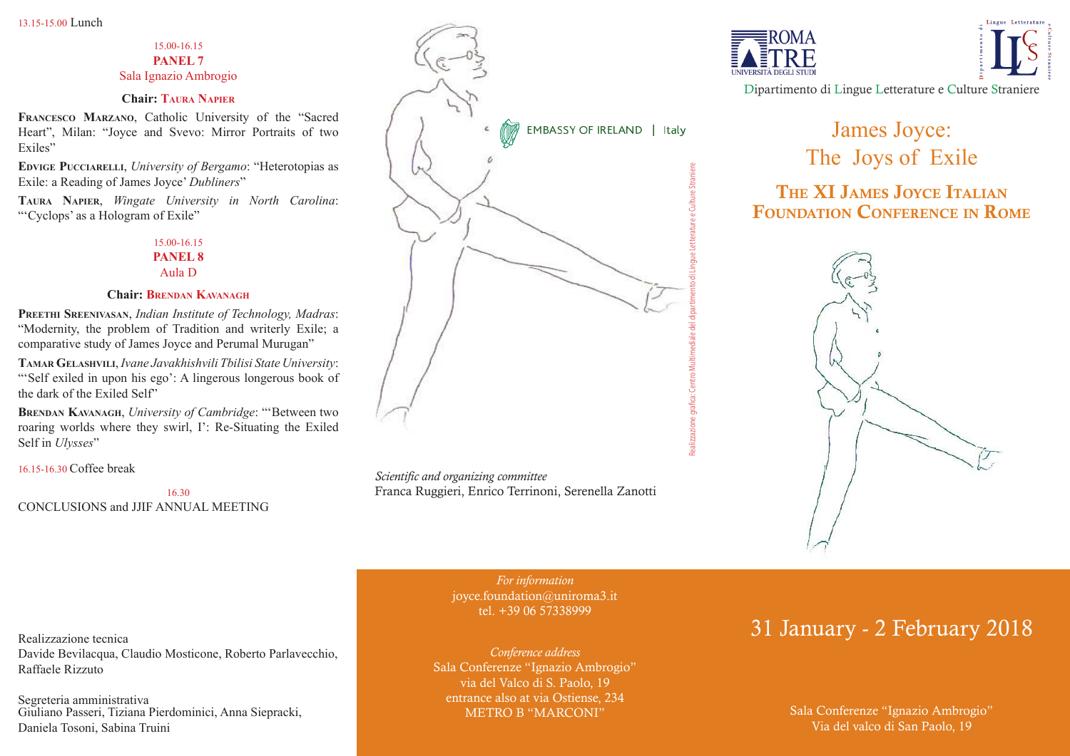13.15-15.00 Lunch

15.00-16.15
**PANEL 7**
Sala Ignazio Ambrogio

**Chair: Taura Napier**

**Francesco Marzano**, Catholic University of the "Sacred Heart", Milan: "Joyce and Svevo: Mirror Portraits of two Exiles"

**Edvige Pucciarelli**, *University of Bergamo*: "Heterotopias as Exile: a Reading of James Joyce' *Dubliners*"

**Taura Napier**, *Wingate University in North Carolina*: "'Cyclops' as a Hologram of Exile"

15.00-16.15
**PANEL 8**
Aula D

**Chair: Brendan Kavanagh**

**Preethi Sreenivasan**, *Indian Institute of Technology, Madras*: "Modernity, the problem of Tradition and writerly Exile; a comparative study of James Joyce and Perumal Murugan"

**Tamar Gelashvili**, *Ivane Javakhishvili Tbilisi State University*: "'Self exiled in upon his ego': A lingerous longerous book of the dark of the Exiled Self"

**Brendan Kavanagh**, *University of Cambridge*: "'Between two roaring worlds where they swirl, I': Re-Situating the Exiled Self in *Ulysses*"

16.15-16.30 Coffee break

16.30
CONCLUSIONS and JJIF ANNUAL MEETING

Realizzazione tecnica
Davide Bevilacqua, Claudio Mosticone, Roberto Parlavecchio, Raffaele Rizzuto

Segreteria amministrativa
Giuliano Passeri, Tiziana Pierdominici, Anna Siepracki, Daniela Tosoni, Sabina Truini

EMBASSY OF IRELAND | Italy

Realizzazione grafica: Centro Multimediale del dipartimento di Lingue Letterature e Culture Straniere

*Scientific and organizing committee*
Franca Ruggieri, Enrico Terrinoni, Serenella Zanotti

*For information*
joyce.foundation@uniroma3.it
tel. +39 06 57338999

*Conference address*
Sala Conferenze "Ignazio Ambrogio"
via del Valco di S. Paolo, 19
entrance also at via Ostiense, 234
METRO B "MARCONI"

ROMA TRE
UNIVERSITÀ DEGLI STUDI

Dipartimento di Lingue Letterature e Culture Straniere

# James Joyce: The Joys of Exile

## The XI James Joyce Italian Foundation Conference in Rome

31 January - 2 February 2018

Sala Conferenze "Ignazio Ambrogio"
Via del valco di San Paolo, 19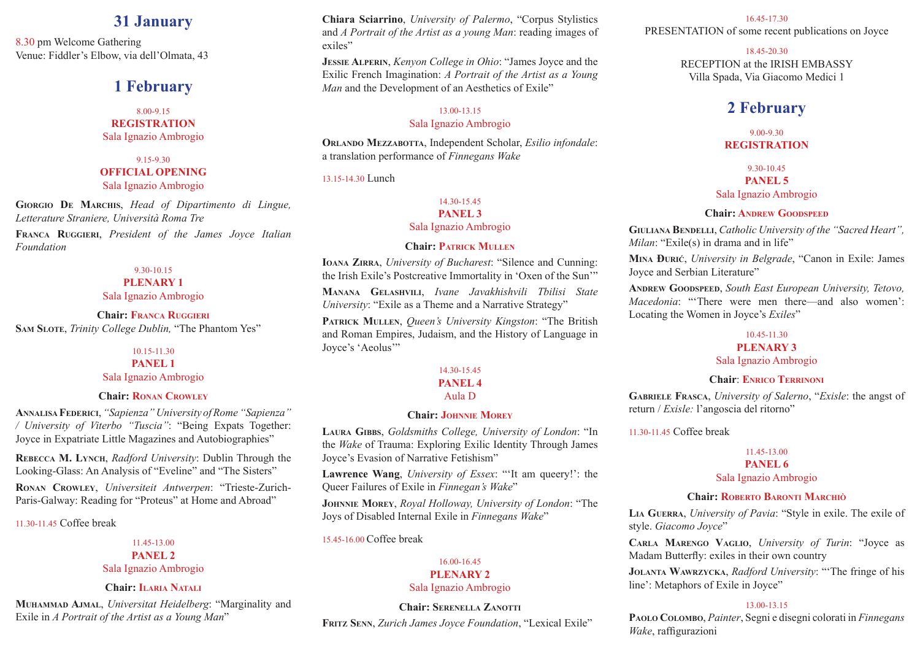## 31 January

8.30 pm Welcome Gathering
Venue: Fiddler's Elbow, via dell'Olmata, 43

## 1 February

8.00-9.15
**REGISTRATION**
Sala Ignazio Ambrogio

9.15-9.30
**OFFICIAL OPENING**
Sala Ignazio Ambrogio

**Giorgio De Marchis**, *Head of Dipartimento di Lingue, Letterature Straniere, Università Roma Tre*

**Franca Ruggieri**, *President of the James Joyce Italian Foundation*

9.30-10.15
**PLENARY 1**
Sala Ignazio Ambrogio

**Chair: Franca Ruggieri**

**Sam Slote**, *Trinity College Dublin,* "The Phantom Yes"

10.15-11.30
**PANEL 1**
Sala Ignazio Ambrogio

**Chair: Ronan Crowley**

**Annalisa Federici**, *"Sapienza" University of Rome "Sapienza" / University of Viterbo "Tuscia"*: "Being Expats Together: Joyce in Expatriate Little Magazines and Autobiographies"

**Rebecca M. Lynch**, *Radford University*: Dublin Through the Looking-Glass: An Analysis of "Eveline" and "The Sisters"

**Ronan Crowley**, *Universiteit Antwerpen*: "Trieste-Zurich-Paris-Galway: Reading for "Proteus" at Home and Abroad"

11.30-11.45 Coffee break

11.45-13.00
**PANEL 2**
Sala Ignazio Ambrogio

**Chair: Ilaria Natali**

**Muhammad Ajmal**, *Universitat Heidelberg*: "Marginality and Exile in *A Portrait of the Artist as a Young Man*"

**Chiara Sciarrino**, *University of Palermo*, "Corpus Stylistics and *A Portrait of the Artist as a young Man*: reading images of exiles"

**Jessie Alperin**, *Kenyon College in Ohio*: "James Joyce and the Exilic French Imagination: *A Portrait of the Artist as a Young Man* and the Development of an Aesthetics of Exile"

13.00-13.15
Sala Ignazio Ambrogio

**Orlando Mezzabotta**, Independent Scholar, *Esilio infondale*: a translation performance of *Finnegans Wake*

13.15-14.30 Lunch

14.30-15.45
**PANEL 3**
Sala Ignazio Ambrogio

**Chair: Patrick Mullen**

**Ioana Zirra**, *University of Bucharest*: "Silence and Cunning: the Irish Exile's Postcreative Immortality in 'Oxen of the Sun'"

**Manana Gelashvili**, *Ivane Javakhishvili Tbilisi State University*: "Exile as a Theme and a Narrative Strategy"

**Patrick Mullen**, *Queen's University Kingston*: "The British and Roman Empires, Judaism, and the History of Language in Joyce's 'Aeolus'"

14.30-15.45
**PANEL 4**
Aula D

**Chair: Johnnie Morey**

**Laura Gibbs**, *Goldsmiths College, University of London*: "In the *Wake* of Trauma: Exploring Exilic Identity Through James Joyce's Evasion of Narrative Fetishism"

**Lawrence Wang**, *University of Essex*: "'It am queery!': the Queer Failures of Exile in *Finnegan's Wake*"

**Johnnie Morey**, *Royal Holloway, University of London*: "The Joys of Disabled Internal Exile in *Finnegans Wake*"

15.45-16.00 Coffee break

16.00-16.45
**PLENARY 2**
Sala Ignazio Ambrogio

**Chair: Serenella Zanotti**

**Fritz Senn**, *Zurich James Joyce Foundation*, "Lexical Exile"

16.45-17.30
PRESENTATION of some recent publications on Joyce

18.45-20.30
RECEPTION at the IRISH EMBASSY
Villa Spada, Via Giacomo Medici 1

## 2 February

9.00-9.30
**REGISTRATION**

9.30-10.45
**PANEL 5**
Sala Ignazio Ambrogio

**Chair: Andrew Goodspeed**

**Giuliana Bendelli**, *Catholic University of the "Sacred Heart", Milan*: "Exile(s) in drama and in life"

**Mina Đurić**, *University in Belgrade*, "Canon in Exile: James Joyce and Serbian Literature"

**Andrew Goodspeed**, *South East European University, Tetovo, Macedonia*: "'There were men there—and also women': Locating the Women in Joyce's *Exiles*"

10.45-11.30
**PLENARY 3**
Sala Ignazio Ambrogio

**Chair: Enrico Terrinoni**

**Gabriele Frasca**, *University of Salerno*, "*Exisle*: the angst of return / *Exisle:* l'angoscia del ritorno"

11.30-11.45 Coffee break

11.45-13.00
**PANEL 6**
Sala Ignazio Ambrogio

**Chair: Roberto Baronti Marchiò**

**Lia Guerra**, *University of Pavia*: "Style in exile. The exile of style. *Giacomo Joyce*"

**Carla Marengo Vaglio**, *University of Turin*: "Joyce as Madam Butterfly: exiles in their own country

**Jolanta Wawrzycka**, *Radford University*: "'The fringe of his line': Metaphors of Exile in Joyce"

13.00-13.15

**Paolo Colombo**, *Painter*, Segni e disegni colorati in *Finnegans Wake*, raffigurazioni